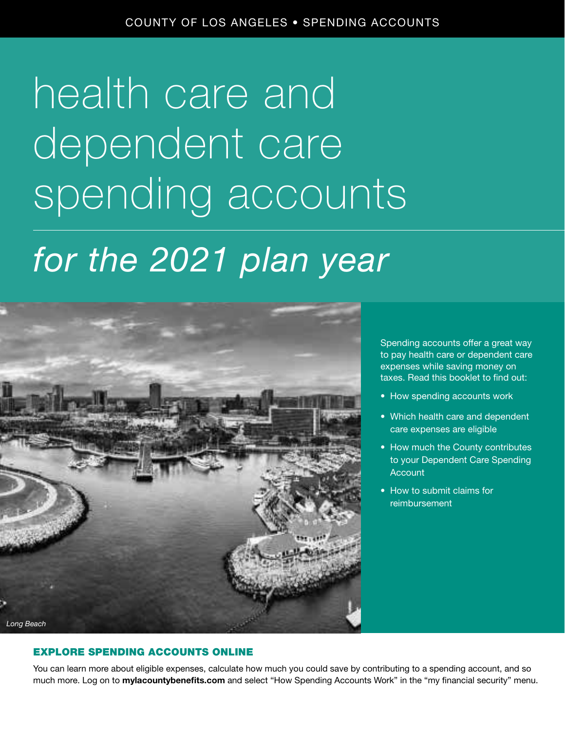COUNTY OF LOS ANGELES • SPENDING ACCOUNTS

# health care and dependent care spending accounts

## *for the 2021 plan year*

*Long Beach*

Spending accounts offer a great way to pay health care or dependent care expenses while saving money on taxes. Read this booklet to find out:

- How spending accounts work
- Which health care and dependent care expenses are eligible
- How much the County contributes to your Dependent Care Spending Account
- How to submit claims for reimbursement

### EXPLORE SPENDING ACCOUNTS ONLINE

You can learn more about eligible expenses, calculate how much you could save by contributing to a spending account, and so much more. Log on to **mylacountybenefits.com** and select "How Spending Accounts Work" in the "my financial security" menu.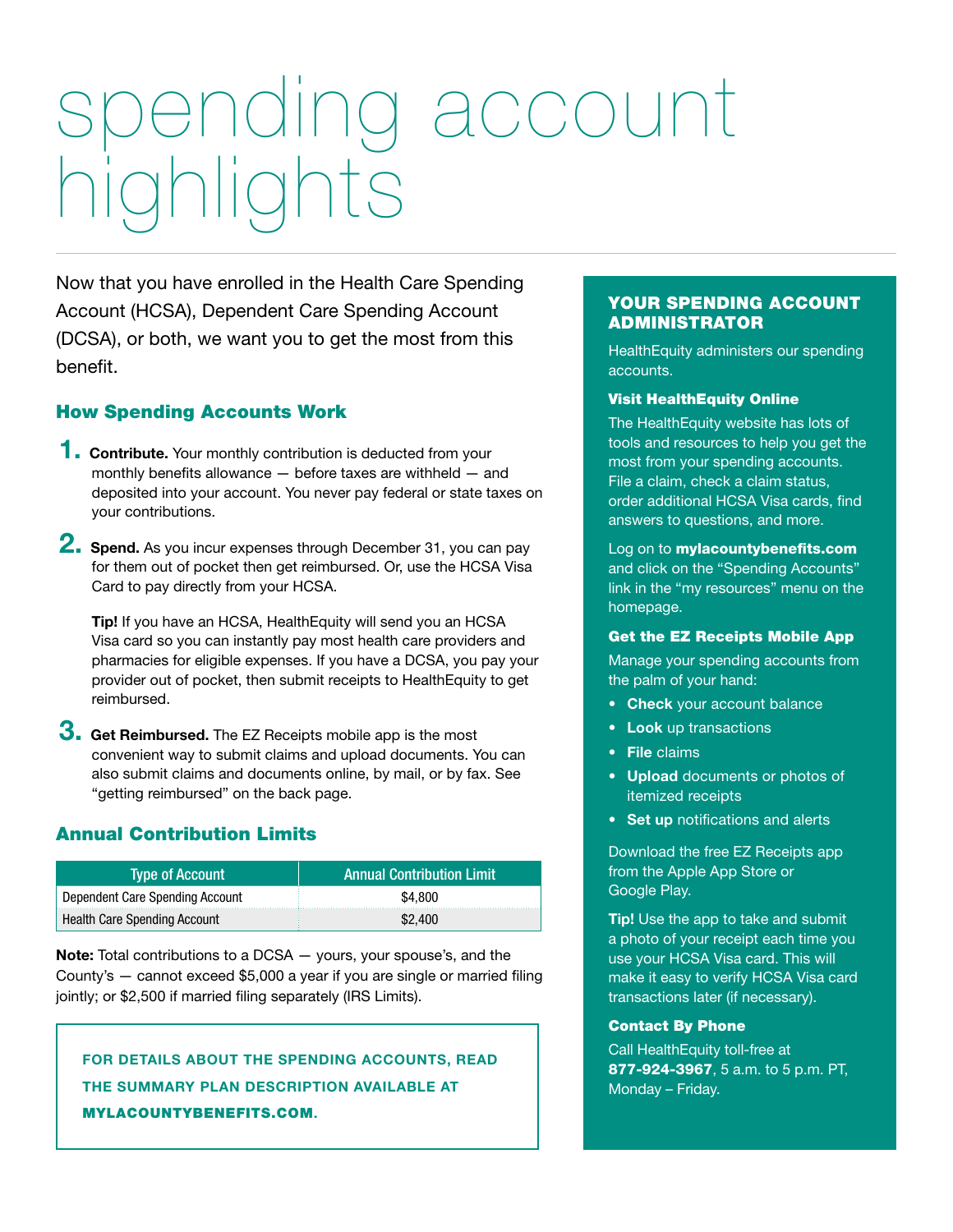# spending account highlights

Now that you have enrolled in the Health Care Spending Account (HCSA), Dependent Care Spending Account (DCSA), or both, we want you to get the most from this benefit.

## How Spending Accounts Work

1. **Contribute.** Your monthly contribution is deducted from your monthly benefits allowance — before taxes are withheld — and deposited into your account. You never pay federal or state taxes on your contributions.

2. **Spend.** As you incur expenses through December 31, you can pay for them out of pocket then get reimbursed. Or, use the HCSA Visa Card to pay directly from your HCSA.

   **Tip!** If you have an HCSA, HealthEquity will send you an HCSA Visa card so you can instantly pay most health care providers and pharmacies for eligible expenses. If you have a DCSA, you pay your provider out of pocket, then submit receipts to HealthEquity to get reimbursed.

3. **Get Reimbursed.** The EZ Receipts mobile app is the most convenient way to submit claims and upload documents. You can also submit claims and documents online, by mail, or by fax. See "getting reimbursed" on the back page.

## Annual Contribution Limits

| Type of Account | Annual Contribution Limit |
|---|---|
| Dependent Care Spending Account | $4,800 |
| Health Care Spending Account | $2,400 |

**Note:** Total contributions to a DCSA — yours, your spouse's, and the County's — cannot exceed $5,000 a year if you are single or married filing jointly; or $2,500 if married filing separately (IRS Limits).

**FOR DETAILS ABOUT THE SPENDING ACCOUNTS, READ THE SUMMARY PLAN DESCRIPTION AVAILABLE AT MYLACOUNTYBENEFITS.COM.**

## YOUR SPENDING ACCOUNT ADMINISTRATOR

HealthEquity administers our spending accounts.

### Visit HealthEquity Online

The HealthEquity website has lots of tools and resources to help you get the most from your spending accounts. File a claim, check a claim status, order additional HCSA Visa cards, find answers to questions, and more.

Log on to **mylacountybenefits.com** and click on the "Spending Accounts" link in the "my resources" menu on the homepage.

### Get the EZ Receipts Mobile App

Manage your spending accounts from the palm of your hand:

- **Check** your account balance
- **Look** up transactions
- **File** claims
- **Upload** documents or photos of itemized receipts
- **Set up** notifications and alerts

Download the free EZ Receipts app from the Apple App Store or Google Play.

**Tip!** Use the app to take and submit a photo of your receipt each time you use your HCSA Visa card. This will make it easy to verify HCSA Visa card transactions later (if necessary).

### Contact By Phone

Call HealthEquity toll-free at **877-924-3967**, 5 a.m. to 5 p.m. PT, Monday – Friday.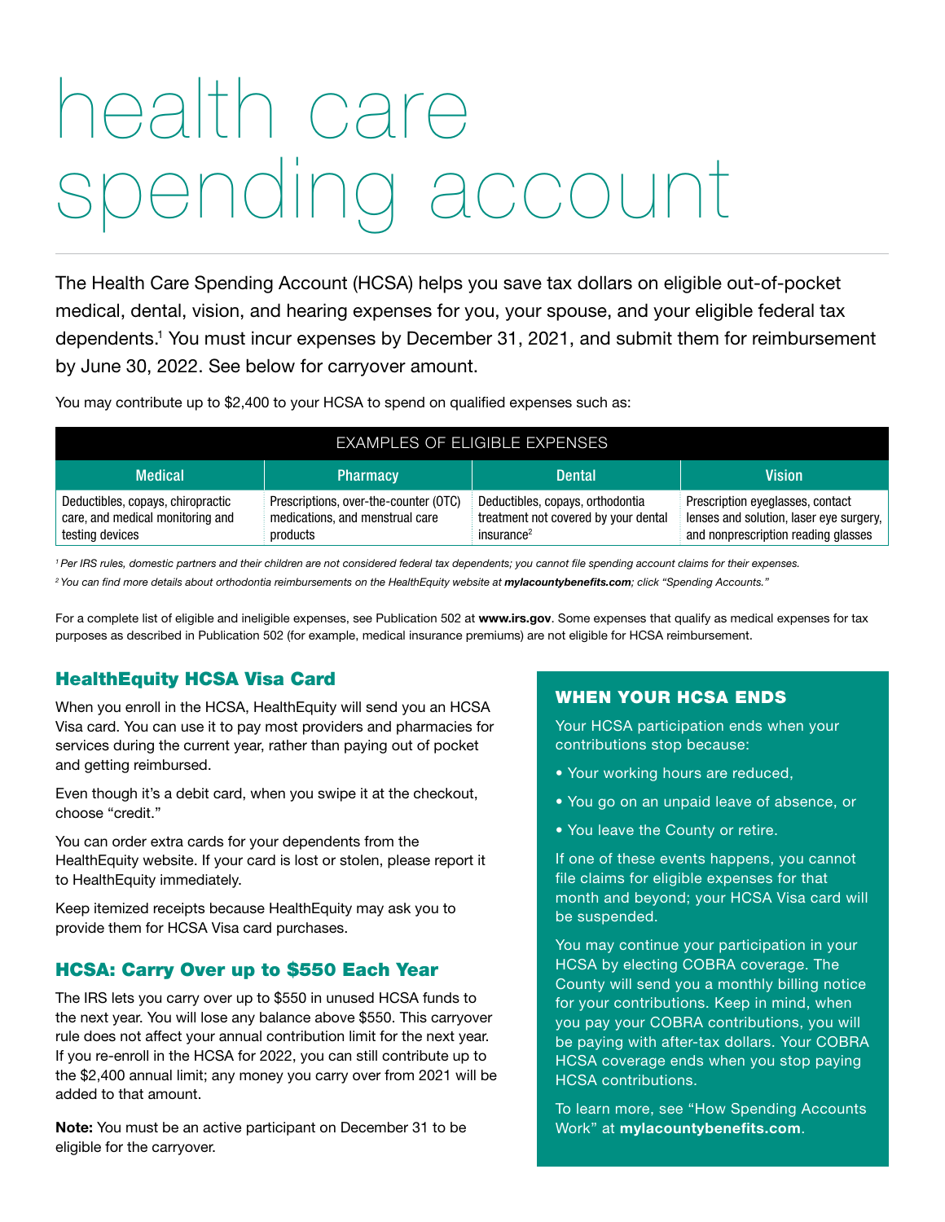# health care spending account

The Health Care Spending Account (HCSA) helps you save tax dollars on eligible out-of-pocket medical, dental, vision, and hearing expenses for you, your spouse, and your eligible federal tax dependents.[1] You must incur expenses by December 31, 2021, and submit them for reimbursement by June 30, 2022. See below for carryover amount.

You may contribute up to $2,400 to your HCSA to spend on qualified expenses such as:

| EXAMPLES OF ELIGIBLE EXPENSES | | | |
|---|---|---|---|
| **Medical** | **Pharmacy** | **Dental** | **Vision** |
| Deductibles, copays, chiropractic care, and medical monitoring and testing devices | Prescriptions, over-the-counter (OTC) medications, and menstrual care products | Deductibles, copays, orthodontia treatment not covered by your dental insurance[2] | Prescription eyeglasses, contact lenses and solution, laser eye surgery, and nonprescription reading glasses |

*[1] Per IRS rules, domestic partners and their children are not considered federal tax dependents; you cannot file spending account claims for their expenses.*

*[2] You can find more details about orthodontia reimbursements on the HealthEquity website at **mylacountybenefits.com**; click "Spending Accounts."*

For a complete list of eligible and ineligible expenses, see Publication 502 at **www.irs.gov**. Some expenses that qualify as medical expenses for tax purposes as described in Publication 502 (for example, medical insurance premiums) are not eligible for HCSA reimbursement.

## HealthEquity HCSA Visa Card

When you enroll in the HCSA, HealthEquity will send you an HCSA Visa card. You can use it to pay most providers and pharmacies for services during the current year, rather than paying out of pocket and getting reimbursed.

Even though it's a debit card, when you swipe it at the checkout, choose "credit."

You can order extra cards for your dependents from the HealthEquity website. If your card is lost or stolen, please report it to HealthEquity immediately.

Keep itemized receipts because HealthEquity may ask you to provide them for HCSA Visa card purchases.

## HCSA: Carry Over up to $550 Each Year

The IRS lets you carry over up to $550 in unused HCSA funds to the next year. You will lose any balance above $550. This carryover rule does not affect your annual contribution limit for the next year. If you re-enroll in the HCSA for 2022, you can still contribute up to the $2,400 annual limit; any money you carry over from 2021 will be added to that amount.

**Note:** You must be an active participant on December 31 to be eligible for the carryover.

## WHEN YOUR HCSA ENDS

Your HCSA participation ends when your contributions stop because:

- Your working hours are reduced,
- You go on an unpaid leave of absence, or
- You leave the County or retire.

If one of these events happens, you cannot file claims for eligible expenses for that month and beyond; your HCSA Visa card will be suspended.

You may continue your participation in your HCSA by electing COBRA coverage. The County will send you a monthly billing notice for your contributions. Keep in mind, when you pay your COBRA contributions, you will be paying with after-tax dollars. Your COBRA HCSA coverage ends when you stop paying HCSA contributions.

To learn more, see "How Spending Accounts Work" at **mylacountybenefits.com**.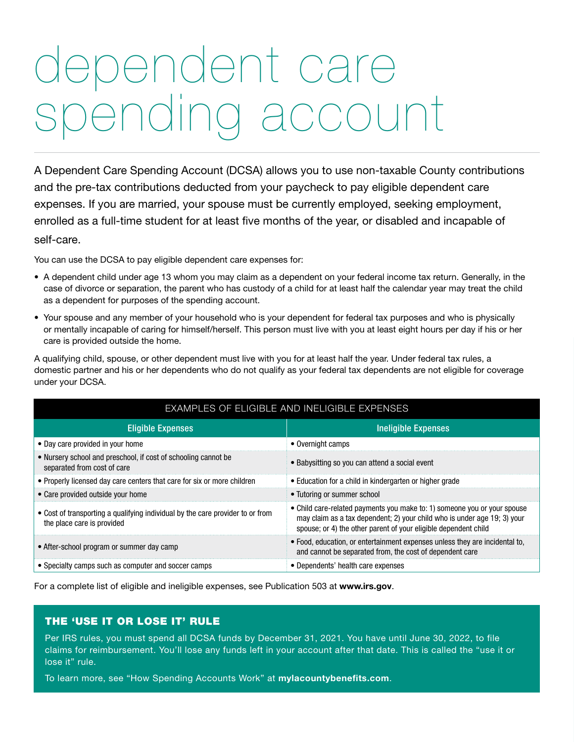# dependent care spending account

A Dependent Care Spending Account (DCSA) allows you to use non-taxable County contributions and the pre-tax contributions deducted from your paycheck to pay eligible dependent care expenses. If you are married, your spouse must be currently employed, seeking employment, enrolled as a full-time student for at least five months of the year, or disabled and incapable of self-care.

You can use the DCSA to pay eligible dependent care expenses for:

- A dependent child under age 13 whom you may claim as a dependent on your federal income tax return. Generally, in the case of divorce or separation, the parent who has custody of a child for at least half the calendar year may treat the child as a dependent for purposes of the spending account.
- Your spouse and any member of your household who is your dependent for federal tax purposes and who is physically or mentally incapable of caring for himself/herself. This person must live with you at least eight hours per day if his or her care is provided outside the home.

A qualifying child, spouse, or other dependent must live with you for at least half the year. Under federal tax rules, a domestic partner and his or her dependents who do not qualify as your federal tax dependents are not eligible for coverage under your DCSA.

**EXAMPLES OF ELIGIBLE AND INELIGIBLE EXPENSES**

| Eligible Expenses | Ineligible Expenses |
|---|---|
| • Day care provided in your home | • Overnight camps |
| • Nursery school and preschool, if cost of schooling cannot be separated from cost of care | • Babysitting so you can attend a social event |
| • Properly licensed day care centers that care for six or more children | • Education for a child in kindergarten or higher grade |
| • Care provided outside your home | • Tutoring or summer school |
| • Cost of transporting a qualifying individual by the care provider to or from the place care is provided | • Child care-related payments you make to: 1) someone you or your spouse may claim as a tax dependent; 2) your child who is under age 19; 3) your spouse; or 4) the other parent of your eligible dependent child |
| • After-school program or summer day camp | • Food, education, or entertainment expenses unless they are incidental to, and cannot be separated from, the cost of dependent care |
| • Specialty camps such as computer and soccer camps | • Dependents' health care expenses |

For a complete list of eligible and ineligible expenses, see Publication 503 at **www.irs.gov**.

## THE 'USE IT OR LOSE IT' RULE

Per IRS rules, you must spend all DCSA funds by December 31, 2021. You have until June 30, 2022, to file claims for reimbursement. You'll lose any funds left in your account after that date. This is called the "use it or lose it" rule.

To learn more, see "How Spending Accounts Work" at **mylacountybenefits.com**.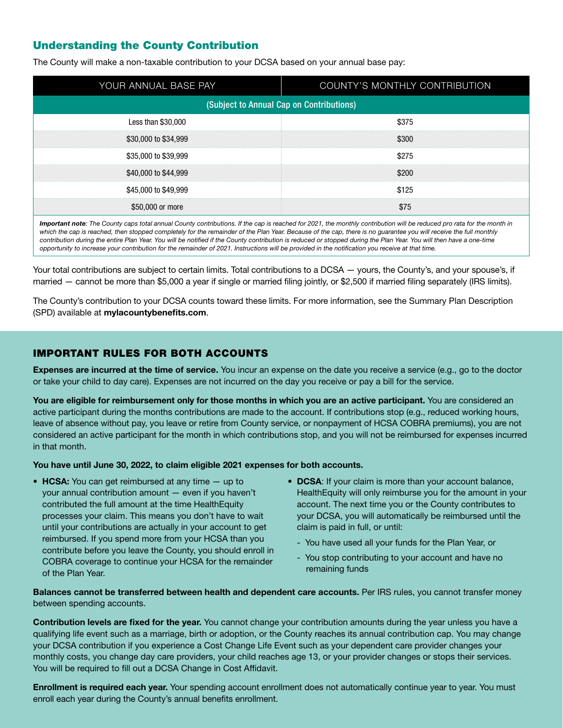## Understanding the County Contribution

The County will make a non-taxable contribution to your DCSA based on your annual base pay:

| YOUR ANNUAL BASE PAY | COUNTY'S MONTHLY CONTRIBUTION |
|---|---|
| (Subject to Annual Cap on Contributions) | |
| Less than $30,000 | $375 |
| $30,000 to $34,999 | $300 |
| $35,000 to $39,999 | $275 |
| $40,000 to $44,999 | $200 |
| $45,000 to $49,999 | $125 |
| $50,000 or more | $75 |

***Important note**: The County caps total annual County contributions. If the cap is reached for 2021, the monthly contribution will be reduced pro rata for the month in which the cap is reached, then stopped completely for the remainder of the Plan Year. Because of the cap, there is no guarantee you will receive the full monthly contribution during the entire Plan Year. You will be notified if the County contribution is reduced or stopped during the Plan Year. You will then have a one-time opportunity to increase your contribution for the remainder of 2021. Instructions will be provided in the notification you receive at that time.*

Your total contributions are subject to certain limits. Total contributions to a DCSA — yours, the County's, and your spouse's, if married — cannot be more than $5,000 a year if single or married filing jointly, or $2,500 if married filing separately (IRS limits).

The County's contribution to your DCSA counts toward these limits. For more information, see the Summary Plan Description (SPD) available at **mylacountybenefits.com**.

## IMPORTANT RULES FOR BOTH ACCOUNTS

**Expenses are incurred at the time of service.** You incur an expense on the date you receive a service (e.g., go to the doctor or take your child to day care). Expenses are not incurred on the day you receive or pay a bill for the service.

**You are eligible for reimbursement only for those months in which you are an active participant.** You are considered an active participant during the months contributions are made to the account. If contributions stop (e.g., reduced working hours, leave of absence without pay, you leave or retire from County service, or nonpayment of HCSA COBRA premiums), you are not considered an active participant for the month in which contributions stop, and you will not be reimbursed for expenses incurred in that month.

**You have until June 30, 2022, to claim eligible 2021 expenses for both accounts.**

- **HCSA:** You can get reimbursed at any time — up to your annual contribution amount — even if you haven't contributed the full amount at the time HealthEquity processes your claim. This means you don't have to wait until your contributions are actually in your account to get reimbursed. If you spend more from your HCSA than you contribute before you leave the County, you should enroll in COBRA coverage to continue your HCSA for the remainder of the Plan Year.
- **DCSA**: If your claim is more than your account balance, HealthEquity will only reimburse you for the amount in your account. The next time you or the County contributes to your DCSA, you will automatically be reimbursed until the claim is paid in full, or until:
  - You have used all your funds for the Plan Year, or
  - You stop contributing to your account and have no remaining funds

**Balances cannot be transferred between health and dependent care accounts.** Per IRS rules, you cannot transfer money between spending accounts.

**Contribution levels are fixed for the year.** You cannot change your contribution amounts during the year unless you have a qualifying life event such as a marriage, birth or adoption, or the County reaches its annual contribution cap. You may change your DCSA contribution if you experience a Cost Change Life Event such as your dependent care provider changes your monthly costs, you change day care providers, your child reaches age 13, or your provider changes or stops their services. You will be required to fill out a DCSA Change in Cost Affidavit.

**Enrollment is required each year.** Your spending account enrollment does not automatically continue year to year. You must enroll each year during the County's annual benefits enrollment.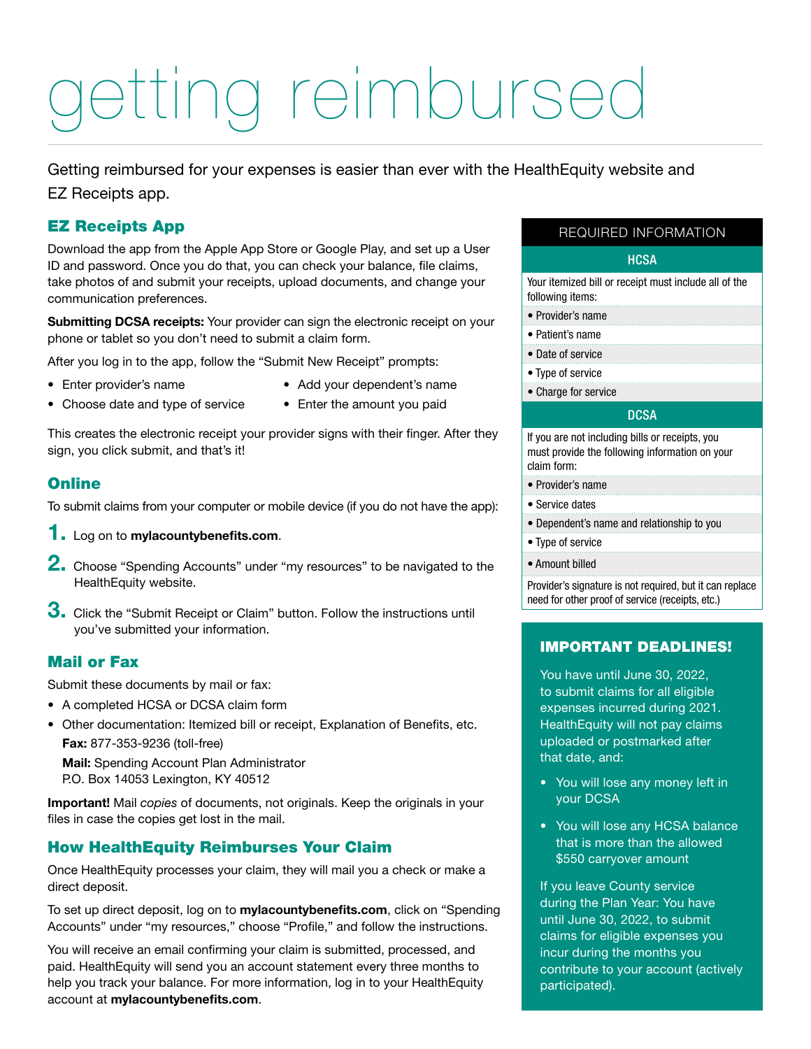# getting reimbursed

Getting reimbursed for your expenses is easier than ever with the HealthEquity website and EZ Receipts app.

## EZ Receipts App

Download the app from the Apple App Store or Google Play, and set up a User ID and password. Once you do that, you can check your balance, file claims, take photos of and submit your receipts, upload documents, and change your communication preferences.

**Submitting DCSA receipts:** Your provider can sign the electronic receipt on your phone or tablet so you don't need to submit a claim form.

After you log in to the app, follow the "Submit New Receipt" prompts:

- Enter provider's name
- Choose date and type of service
- Add your dependent's name
- Enter the amount you paid

This creates the electronic receipt your provider signs with their finger. After they sign, you click submit, and that's it!

## Online

To submit claims from your computer or mobile device (if you do not have the app):

1. Log on to **mylacountybenefits.com**.
2. Choose "Spending Accounts" under "my resources" to be navigated to the HealthEquity website.
3. Click the "Submit Receipt or Claim" button. Follow the instructions until you've submitted your information.

## Mail or Fax

Submit these documents by mail or fax:

- A completed HCSA or DCSA claim form
- Other documentation: Itemized bill or receipt, Explanation of Benefits, etc.

**Fax:** 877-353-9236 (toll-free)

**Mail:** Spending Account Plan Administrator
P.O. Box 14053 Lexington, KY 40512

**Important!** Mail *copies* of documents, not originals. Keep the originals in your files in case the copies get lost in the mail.

## How HealthEquity Reimburses Your Claim

Once HealthEquity processes your claim, they will mail you a check or make a direct deposit.

To set up direct deposit, log on to **mylacountybenefits.com**, click on "Spending Accounts" under "my resources," choose "Profile," and follow the instructions.

You will receive an email confirming your claim is submitted, processed, and paid. HealthEquity will send you an account statement every three months to help you track your balance. For more information, log in to your HealthEquity account at **mylacountybenefits.com**.

## REQUIRED INFORMATION

### HCSA

Your itemized bill or receipt must include all of the following items:

- Provider's name
- Patient's name
- Date of service
- Type of service
- Charge for service

### DCSA

If you are not including bills or receipts, you must provide the following information on your claim form:

- Provider's name
- Service dates
- Dependent's name and relationship to you
- Type of service
- Amount billed

Provider's signature is not required, but it can replace need for other proof of service (receipts, etc.)

## IMPORTANT DEADLINES!

You have until June 30, 2022, to submit claims for all eligible expenses incurred during 2021. HealthEquity will not pay claims uploaded or postmarked after that date, and:

- You will lose any money left in your DCSA
- You will lose any HCSA balance that is more than the allowed $550 carryover amount

If you leave County service during the Plan Year: You have until June 30, 2022, to submit claims for eligible expenses you incur during the months you contribute to your account (actively participated).